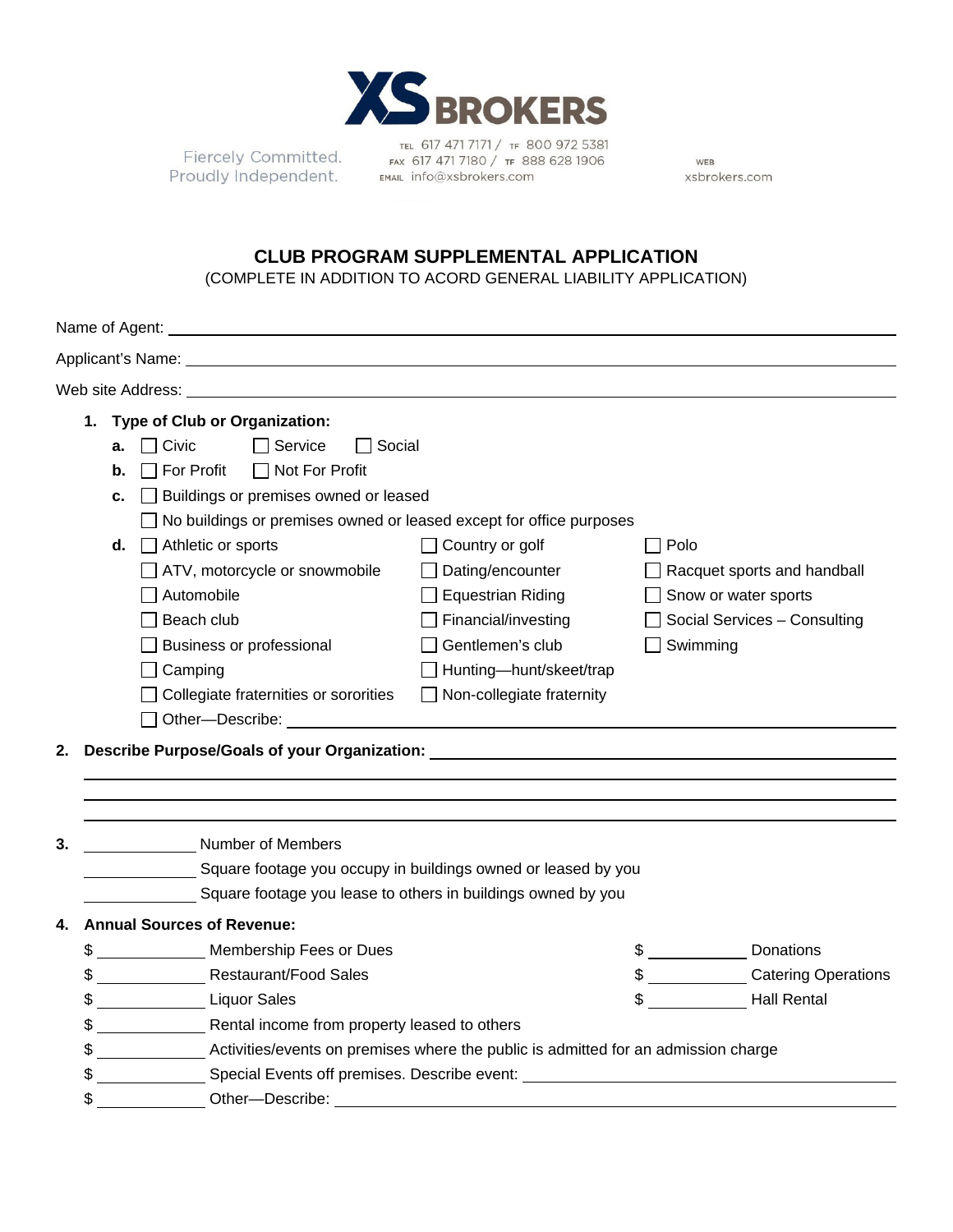XS BROKERS

Fiercely Committed.
Proudly Independent.

TEL 617 471 7171 / TF 800 972 5381
FAX 617 471 7180 / TF 888 628 1906
EMAIL info@xsbrokers.com

WEB xsbrokers.com

# CLUB PROGRAM SUPPLEMENTAL APPLICATION

(COMPLETE IN ADDITION TO ACORD GENERAL LIABILITY APPLICATION)

Name of Agent: ______________________________

Applicant's Name: ______________________________

Web site Address: ______________________________

1. **Type of Club or Organization:**
   - **a.** ☐ Civic ☐ Service ☐ Social
   - **b.** ☐ For Profit ☐ Not For Profit
   - **c.** ☐ Buildings or premises owned or leased
     ☐ No buildings or premises owned or leased except for office purposes
   - **d.** ☐ Athletic or sports ☐ Country or golf ☐ Polo
     ☐ ATV, motorcycle or snowmobile ☐ Dating/encounter ☐ Racquet sports and handball
     ☐ Automobile ☐ Equestrian Riding ☐ Snow or water sports
     ☐ Beach club ☐ Financial/investing ☐ Social Services – Consulting
     ☐ Business or professional ☐ Gentlemen's club ☐ Swimming
     ☐ Camping ☐ Hunting—hunt/skeet/trap
     ☐ Collegiate fraternities or sororities ☐ Non-collegiate fraternity
     ☐ Other—Describe: ______________________________

2. **Describe Purpose/Goals of your Organization:** ______________________________

______________________________

______________________________

______________________________

3. __________ Number of Members
   __________ Square footage you occupy in buildings owned or leased by you
   __________ Square footage you lease to others in buildings owned by you

4. **Annual Sources of Revenue:**
   - $ __________ Membership Fees or Dues
   - $ __________ Restaurant/Food Sales
   - $ __________ Liquor Sales
   - $ __________ Donations
   - $ __________ Catering Operations
   - $ __________ Hall Rental
   - $ __________ Rental income from property leased to others
   - $ __________ Activities/events on premises where the public is admitted for an admission charge
   - $ __________ Special Events off premises. Describe event: ______________________________
   - $ __________ Other—Describe: ______________________________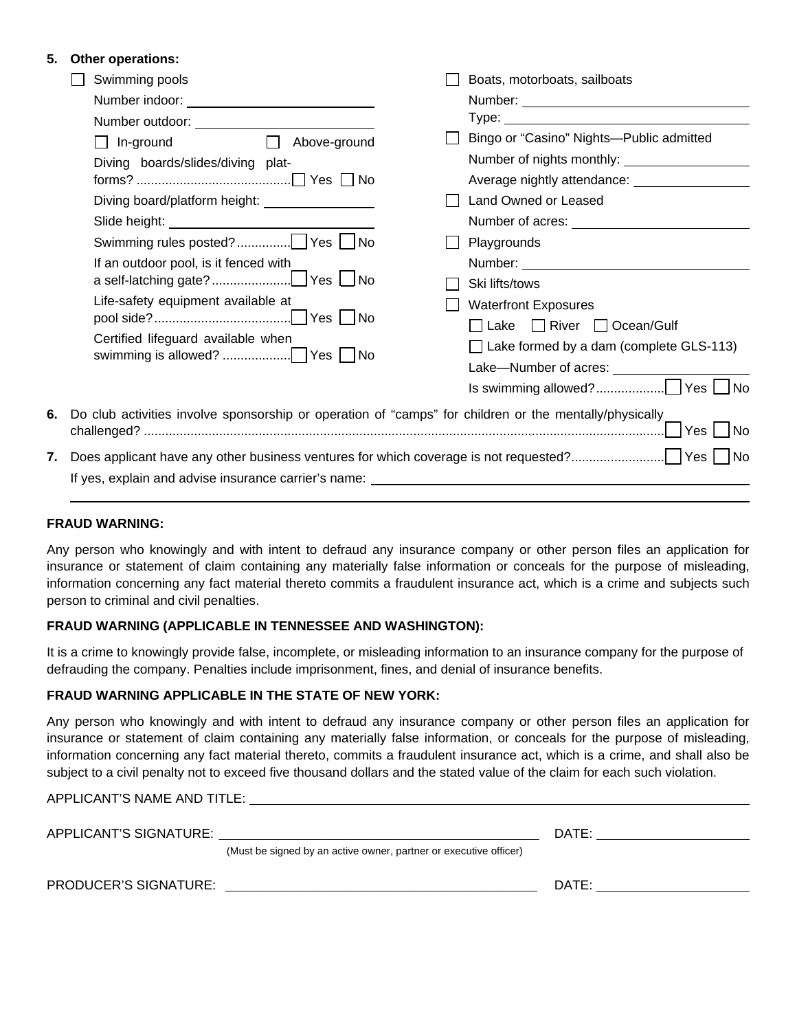**5. Other operations:**

- ☐ Swimming pools
  - Number indoor: \_\_\_\_\_\_\_\_\_\_
  - Number outdoor: \_\_\_\_\_\_\_\_\_\_
  - ☐ In-ground ☐ Above-ground
  - Diving boards/slides/diving platforms? ☐ Yes ☐ No
  - Diving board/platform height: \_\_\_\_\_\_\_\_\_\_
  - Slide height: \_\_\_\_\_\_\_\_\_\_
  - Swimming rules posted? ☐ Yes ☐ No
  - If an outdoor pool, is it fenced with a self-latching gate? ☐ Yes ☐ No
  - Life-safety equipment available at pool side? ☐ Yes ☐ No
  - Certified lifeguard available when swimming is allowed? ☐ Yes ☐ No
- ☐ Boats, motorboats, sailboats
  - Number: \_\_\_\_\_\_\_\_\_\_
  - Type: \_\_\_\_\_\_\_\_\_\_
- ☐ Bingo or "Casino" Nights—Public admitted
  - Number of nights monthly: \_\_\_\_\_\_\_\_\_\_
  - Average nightly attendance: \_\_\_\_\_\_\_\_\_\_
- ☐ Land Owned or Leased
  - Number of acres: \_\_\_\_\_\_\_\_\_\_
- ☐ Playgrounds
  - Number: \_\_\_\_\_\_\_\_\_\_
- ☐ Ski lifts/tows
- ☐ Waterfront Exposures
  - ☐ Lake ☐ River ☐ Ocean/Gulf
  - ☐ Lake formed by a dam (complete GLS-113)
  - Lake—Number of acres: \_\_\_\_\_\_\_\_\_\_
  - Is swimming allowed? ☐ Yes ☐ No

**6.** Do club activities involve sponsorship or operation of "camps" for children or the mentally/physically challenged? ☐ Yes ☐ No

**7.** Does applicant have any other business ventures for which coverage is not requested? ☐ Yes ☐ No

If yes, explain and advise insurance carrier's name: \_\_\_\_\_\_\_\_\_\_

**FRAUD WARNING:**

Any person who knowingly and with intent to defraud any insurance company or other person files an application for insurance or statement of claim containing any materially false information or conceals for the purpose of misleading, information concerning any fact material thereto commits a fraudulent insurance act, which is a crime and subjects such person to criminal and civil penalties.

**FRAUD WARNING (APPLICABLE IN TENNESSEE AND WASHINGTON):**

It is a crime to knowingly provide false, incomplete, or misleading information to an insurance company for the purpose of defrauding the company. Penalties include imprisonment, fines, and denial of insurance benefits.

**FRAUD WARNING APPLICABLE IN THE STATE OF NEW YORK:**

Any person who knowingly and with intent to defraud any insurance company or other person files an application for insurance or statement of claim containing any materially false information, or conceals for the purpose of misleading, information concerning any fact material thereto, commits a fraudulent insurance act, which is a crime, and shall also be subject to a civil penalty not to exceed five thousand dollars and the stated value of the claim for each such violation.

APPLICANT'S NAME AND TITLE: \_\_\_\_\_\_\_\_\_\_

APPLICANT'S SIGNATURE: \_\_\_\_\_\_\_\_\_\_ DATE: \_\_\_\_\_\_\_\_\_\_

(Must be signed by an active owner, partner or executive officer)

PRODUCER'S SIGNATURE: \_\_\_\_\_\_\_\_\_\_ DATE: \_\_\_\_\_\_\_\_\_\_